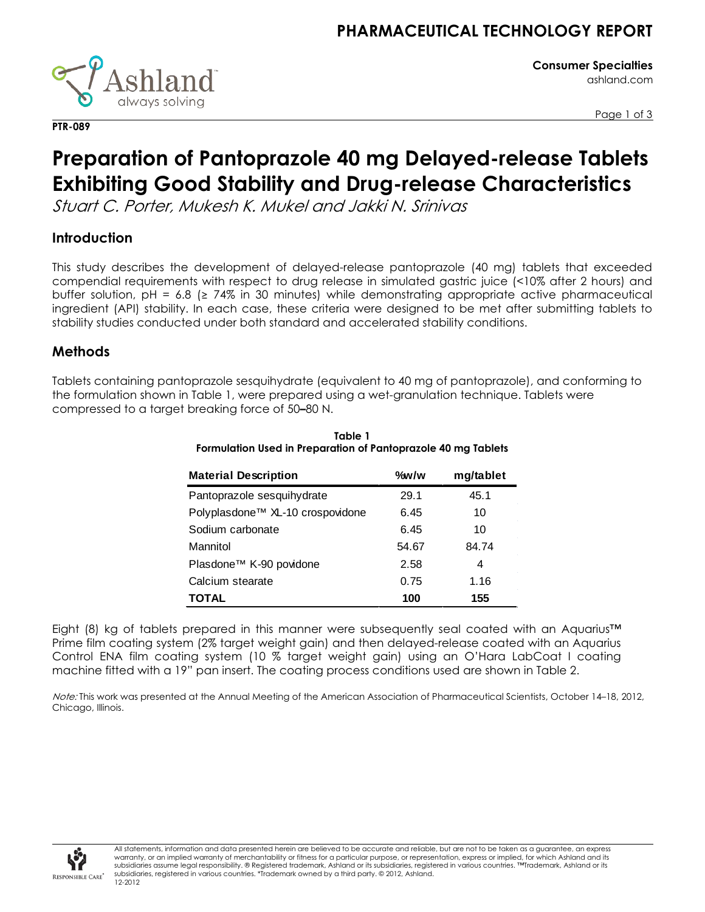# Preparation of Pantoprazole 40 mg Delayed-release Tablets Exhibiting Good Stability and Drug-release Characteristics

*Stuart C. Porter, Mukesh K. Mukel and Jakki N. Srinivas*

## Introduction

This study describes the development of delayed-release pantoprazole (40 mg) tablets that exceeded compendial requirements with respect to drug release in simulated gastric juice (<10% after 2 hours) and buffer solution, pH = 6.8 (≥ 74% in 30 minutes) while demonstrating appropriate active pharmaceutical ingredient (API) stability. In each case, these criteria were designed to be met after submitting tablets to stability studies conducted under both standard and accelerated stability conditions.

## Methods

Tablets containing pantoprazole sesquihydrate (equivalent to 40 mg of pantoprazole), and conforming to the formulation shown in Table 1, were prepared using a wet-granulation technique. Tablets were compressed to a target breaking force of 50–80 N.

**Table 1**
**Formulation Used in Preparation of Pantoprazole 40 mg Tablets**

| Material Description | %w/w | mg/tablet |
|---|---|---|
| Pantoprazole sesquihydrate | 29.1 | 45.1 |
| Polyplasdone™ XL-10 crospovidone | 6.45 | 10 |
| Sodium carbonate | 6.45 | 10 |
| Mannitol | 54.67 | 84.74 |
| Plasdone™ K-90 povidone | 2.58 | 4 |
| Calcium stearate | 0.75 | 1.16 |
| **TOTAL** | **100** | **155** |

Eight (8) kg of tablets prepared in this manner were subsequently seal coated with an Aquarius™ Prime film coating system (2% target weight gain) and then delayed-release coated with an Aquarius Control ENA film coating system (10 % target weight gain) using an O'Hara LabCoat I coating machine fitted with a 19" pan insert. The coating process conditions used are shown in Table 2.

*Note:* This work was presented at the Annual Meeting of the American Association of Pharmaceutical Scientists, October 14–18, 2012, Chicago, Illinois.

All statements, information and data presented herein are believed to be accurate and reliable, but are not to be taken as a guarantee, an express warranty, or an implied warranty of merchantability or fitness for a particular purpose, or representation, express or implied, for which Ashland and its subsidiaries assume legal responsibility. ® Registered trademark, Ashland or its subsidiaries, registered in various countries. ™Trademark, Ashland or its subsidiaries, registered in various countries. *Trademark owned by a third party. © 2012, Ashland.
12-2012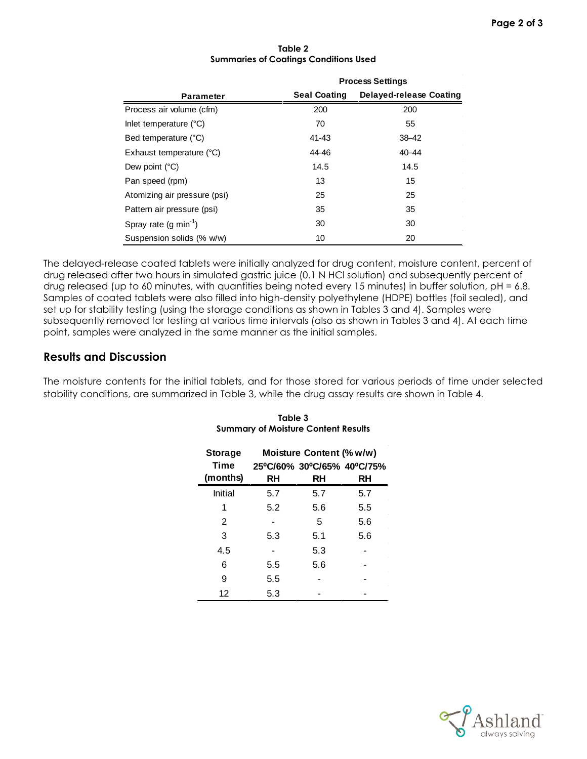**Table 2**
**Summaries of Coatings Conditions Used**

| Parameter | Process Settings | |
|---|---|---|
| | **Seal Coating** | **Delayed-release Coating** |
| Process air volume (cfm) | 200 | 200 |
| Inlet temperature (°C) | 70 | 55 |
| Bed temperature (°C) | 41-43 | 38–42 |
| Exhaust temperature (°C) | 44-46 | 40–44 |
| Dew point (°C) | 14.5 | 14.5 |
| Pan speed (rpm) | 13 | 15 |
| Atomizing air pressure (psi) | 25 | 25 |
| Pattern air pressure (psi) | 35 | 35 |
| Spray rate (g $min^{-1}$) | 30 | 30 |
| Suspension solids (% w/w) | 10 | 20 |

The delayed-release coated tablets were initially analyzed for drug content, moisture content, percent of drug released after two hours in simulated gastric juice (0.1 N HCl solution) and subsequently percent of drug released (up to 60 minutes, with quantities being noted every 15 minutes) in buffer solution, pH = 6.8. Samples of coated tablets were also filled into high-density polyethylene (HDPE) bottles (foil sealed), and set up for stability testing (using the storage conditions as shown in Tables 3 and 4). Samples were subsequently removed for testing at various time intervals (also as shown in Tables 3 and 4). At each time point, samples were analyzed in the same manner as the initial samples.

## Results and Discussion

The moisture contents for the initial tablets, and for those stored for various periods of time under selected stability conditions, are summarized in Table 3, while the drug assay results are shown in Table 4.

**Table 3**
**Summary of Moisture Content Results**

| Storage Time (months) | Moisture Content (% w/w) | | |
|---|---|---|---|
| | **25ºC/60% RH** | **30ºC/65% RH** | **40ºC/75% RH** |
| Initial | 5.7 | 5.7 | 5.7 |
| 1 | 5.2 | 5.6 | 5.5 |
| 2 | - | 5 | 5.6 |
| 3 | 5.3 | 5.1 | 5.6 |
| 4.5 | - | 5.3 | - |
| 6 | 5.5 | 5.6 | - |
| 9 | 5.5 | - | - |
| 12 | 5.3 | - | - |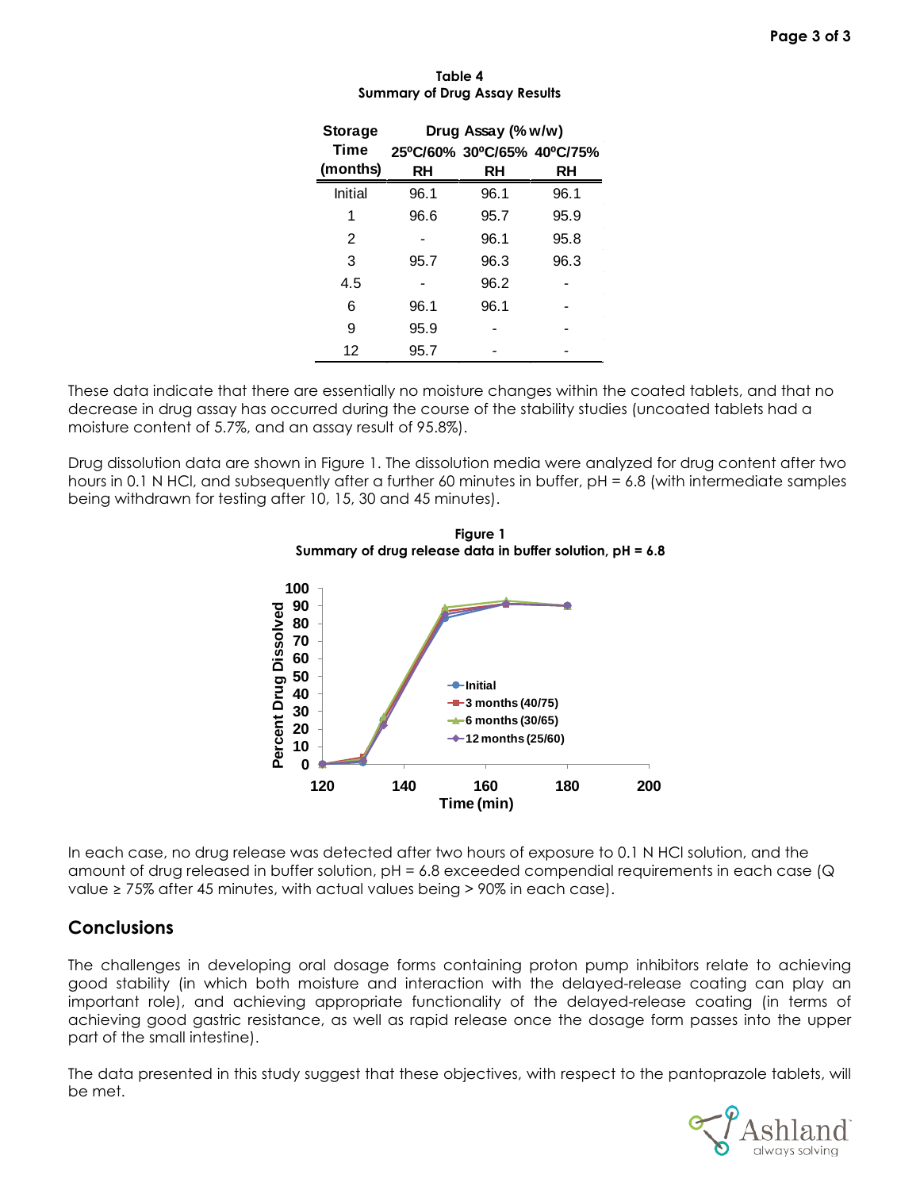**Table 4**
**Summary of Drug Assay Results**

| Storage Time (months) | Drug Assay (% w/w) | | |
|---|---|---|---|
| | 25ºC/60% RH | 30ºC/65% RH | 40ºC/75% RH |
| Initial | 96.1 | 96.1 | 96.1 |
| 1 | 96.6 | 95.7 | 95.9 |
| 2 | - | 96.1 | 95.8 |
| 3 | 95.7 | 96.3 | 96.3 |
| 4.5 | - | 96.2 | - |
| 6 | 96.1 | 96.1 | - |
| 9 | 95.9 | - | - |
| 12 | 95.7 | - | - |

These data indicate that there are essentially no moisture changes within the coated tablets, and that no decrease in drug assay has occurred during the course of the stability studies (uncoated tablets had a moisture content of 5.7%, and an assay result of 95.8%).

Drug dissolution data are shown in Figure 1. The dissolution media were analyzed for drug content after two hours in 0.1 N HCl, and subsequently after a further 60 minutes in buffer, pH = 6.8 (with intermediate samples being withdrawn for testing after 10, 15, 30 and 45 minutes).

**Figure 1**
**Summary of drug release data in buffer solution, pH = 6.8**

Percent Drug Dissolved
100
90
80
70
60
50
40
30
20
10
0
120
140
160
180
200
Time (min)
Initial
3 months (40/75)
6 months (30/65)
12 months (25/60)

In each case, no drug release was detected after two hours of exposure to 0.1 N HCl solution, and the amount of drug released in buffer solution, pH = 6.8 exceeded compendial requirements in each case (Q value ≥ 75% after 45 minutes, with actual values being > 90% in each case).

## Conclusions

The challenges in developing oral dosage forms containing proton pump inhibitors relate to achieving good stability (in which both moisture and interaction with the delayed-release coating can play an important role), and achieving appropriate functionality of the delayed-release coating (in terms of achieving good gastric resistance, as well as rapid release once the dosage form passes into the upper part of the small intestine).

The data presented in this study suggest that these objectives, with respect to the pantoprazole tablets, will be met.

Ashland
always solving